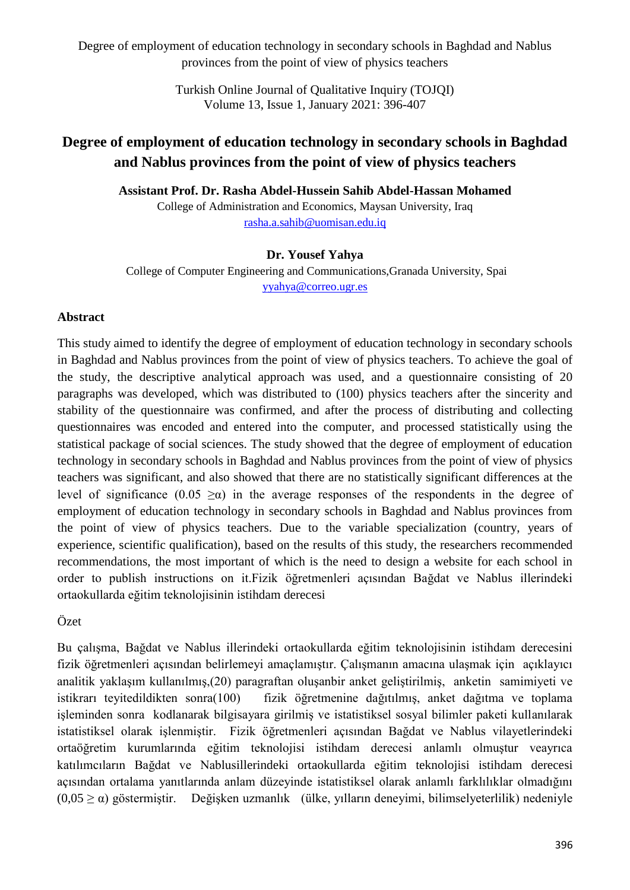# Degree of employment of education technology in secondary schools in Baghdad and Nablus provinces from the point of view of physics teachers

**Assistant Prof. Dr. Rasha Abdel-Hussein Sahib Abdel-Hassan Mohamed**

College of Administration and Economics, Maysan University, Iraq

rasha.a.sahib@uomisan.edu.iq

**Dr. Yousef Yahya**

College of Computer Engineering and Communications,Granada University, Spai

yyahya@correo.ugr.es

### Abstract

This study aimed to identify the degree of employment of education technology in secondary schools in Baghdad and Nablus provinces from the point of view of physics teachers. To achieve the goal of the study, the descriptive analytical approach was used, and a questionnaire consisting of 20 paragraphs was developed, which was distributed to (100) physics teachers after the sincerity and stability of the questionnaire was confirmed, and after the process of distributing and collecting questionnaires was encoded and entered into the computer, and processed statistically using the statistical package of social sciences. The study showed that the degree of employment of education technology in secondary schools in Baghdad and Nablus provinces from the point of view of physics teachers was significant, and also showed that there are no statistically significant differences at the level of significance ($0.05 \geq \alpha$) in the average responses of the respondents in the degree of employment of education technology in secondary schools in Baghdad and Nablus provinces from the point of view of physics teachers. Due to the variable specialization (country, years of experience, scientific qualification), based on the results of this study, the researchers recommended recommendations, the most important of which is the need to design a website for each school in order to publish instructions on it.Fizik öğretmenleri açısından Bağdat ve Nablus illerindeki ortaokullarda eğitim teknolojisinin istihdam derecesi

Özet

Bu çalışma, Bağdat ve Nablus illerindeki ortaokullarda eğitim teknolojisinin istihdam derecesini fizik öğretmenleri açısından belirlemeyi amaçlamıştır. Çalışmanın amacına ulaşmak için açıklayıcı analitik yaklaşım kullanılmış,(20) paragraftan oluşanbir anket geliştirilmiş, anketin samimiyeti ve istikrarı teyitedildikten sonra(100) fizik öğretmenine dağıtılmış, anket dağıtma ve toplama işleminden sonra kodlanarak bilgisayara girilmiş ve istatistiksel sosyal bilimler paketi kullanılarak istatistiksel olarak işlenmiştir. Fizik öğretmenleri açısından Bağdat ve Nablus vilayetlerindeki ortaöğretim kurumlarında eğitim teknolojisi istihdam derecesi anlamlı olmuştur veayrıca katılımcıların Bağdat ve Nablusillerindeki ortaokullarda eğitim teknolojisi istihdam derecesi açısından ortalama yanıtlarında anlam düzeyinde istatistiksel olarak anlamlı farklılıklar olmadığını ($0,05 \geq \alpha$) göstermiştir. Değişken uzmanlık (ülke, yılların deneyimi, bilimselyeterlilik) nedeniyle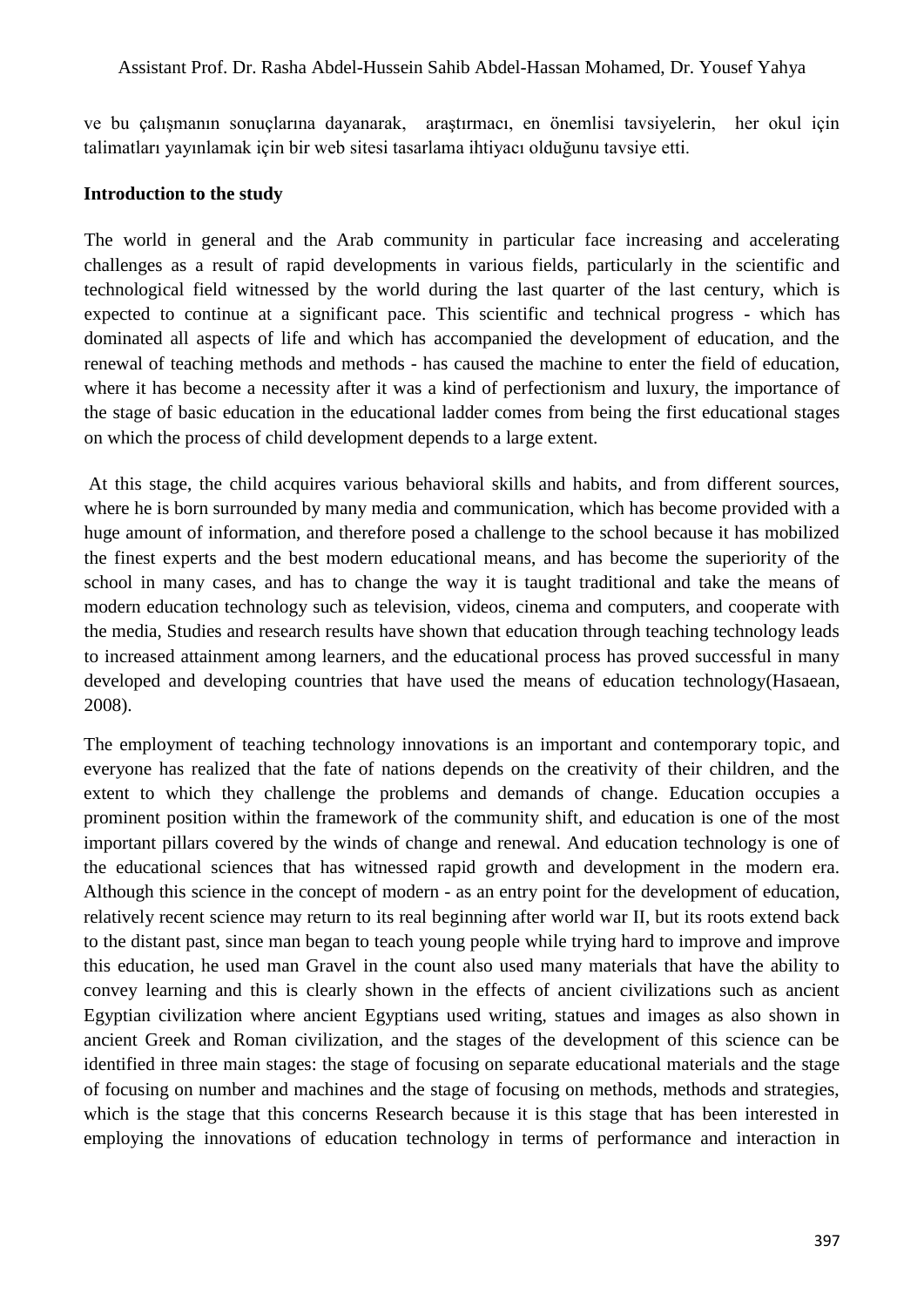ve bu çalışmanın sonuçlarına dayanarak, araştırmacı, en önemlisi tavsiyelerin, her okul için talimatları yayınlamak için bir web sitesi tasarlama ihtiyacı olduğunu tavsiye etti.

**Introduction to the study**

The world in general and the Arab community in particular face increasing and accelerating challenges as a result of rapid developments in various fields, particularly in the scientific and technological field witnessed by the world during the last quarter of the last century, which is expected to continue at a significant pace. This scientific and technical progress - which has dominated all aspects of life and which has accompanied the development of education, and the renewal of teaching methods and methods - has caused the machine to enter the field of education, where it has become a necessity after it was a kind of perfectionism and luxury, the importance of the stage of basic education in the educational ladder comes from being the first educational stages on which the process of child development depends to a large extent.

At this stage, the child acquires various behavioral skills and habits, and from different sources, where he is born surrounded by many media and communication, which has become provided with a huge amount of information, and therefore posed a challenge to the school because it has mobilized the finest experts and the best modern educational means, and has become the superiority of the school in many cases, and has to change the way it is taught traditional and take the means of modern education technology such as television, videos, cinema and computers, and cooperate with the media, Studies and research results have shown that education through teaching technology leads to increased attainment among learners, and the educational process has proved successful in many developed and developing countries that have used the means of education technology(Hasaean, 2008).

The employment of teaching technology innovations is an important and contemporary topic, and everyone has realized that the fate of nations depends on the creativity of their children, and the extent to which they challenge the problems and demands of change. Education occupies a prominent position within the framework of the community shift, and education is one of the most important pillars covered by the winds of change and renewal. And education technology is one of the educational sciences that has witnessed rapid growth and development in the modern era. Although this science in the concept of modern - as an entry point for the development of education, relatively recent science may return to its real beginning after world war II, but its roots extend back to the distant past, since man began to teach young people while trying hard to improve and improve this education, he used man Gravel in the count also used many materials that have the ability to convey learning and this is clearly shown in the effects of ancient civilizations such as ancient Egyptian civilization where ancient Egyptians used writing, statues and images as also shown in ancient Greek and Roman civilization, and the stages of the development of this science can be identified in three main stages: the stage of focusing on separate educational materials and the stage of focusing on number and machines and the stage of focusing on methods, methods and strategies, which is the stage that this concerns Research because it is this stage that has been interested in employing the innovations of education technology in terms of performance and interaction in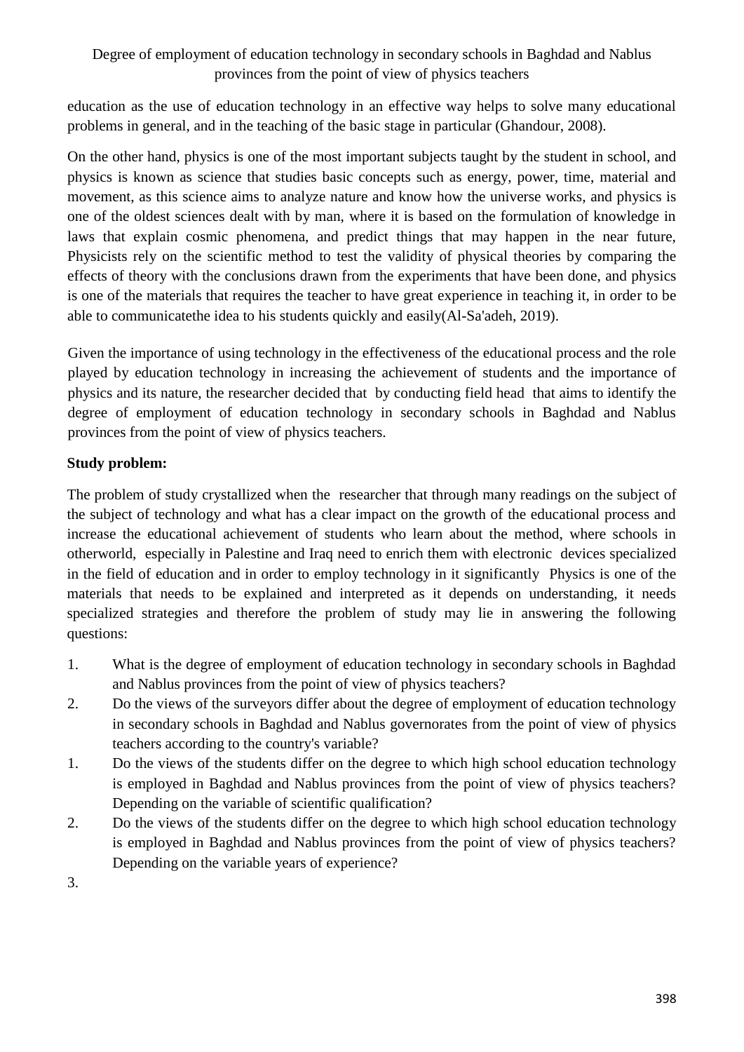education as the use of education technology in an effective way helps to solve many educational problems in general, and in the teaching of the basic stage in particular (Ghandour, 2008).

On the other hand, physics is one of the most important subjects taught by the student in school, and physics is known as science that studies basic concepts such as energy, power, time, material and movement, as this science aims to analyze nature and know how the universe works, and physics is one of the oldest sciences dealt with by man, where it is based on the formulation of knowledge in laws that explain cosmic phenomena, and predict things that may happen in the near future, Physicists rely on the scientific method to test the validity of physical theories by comparing the effects of theory with the conclusions drawn from the experiments that have been done, and physics is one of the materials that requires the teacher to have great experience in teaching it, in order to be able to communicatethe idea to his students quickly and easily(Al-Sa'adeh, 2019).

Given the importance of using technology in the effectiveness of the educational process and the role played by education technology in increasing the achievement of students and the importance of physics and its nature, the researcher decided that by conducting field head that aims to identify the degree of employment of education technology in secondary schools in Baghdad and Nablus provinces from the point of view of physics teachers.

**Study problem:**

The problem of study crystallized when the researcher that through many readings on the subject of the subject of technology and what has a clear impact on the growth of the educational process and increase the educational achievement of students who learn about the method, where schools in otherworld, especially in Palestine and Iraq need to enrich them with electronic devices specialized in the field of education and in order to employ technology in it significantly Physics is one of the materials that needs to be explained and interpreted as it depends on understanding, it needs specialized strategies and therefore the problem of study may lie in answering the following questions:

1. What is the degree of employment of education technology in secondary schools in Baghdad and Nablus provinces from the point of view of physics teachers?
2. Do the views of the surveyors differ about the degree of employment of education technology in secondary schools in Baghdad and Nablus governorates from the point of view of physics teachers according to the country's variable?
1. Do the views of the students differ on the degree to which high school education technology is employed in Baghdad and Nablus provinces from the point of view of physics teachers? Depending on the variable of scientific qualification?
2. Do the views of the students differ on the degree to which high school education technology is employed in Baghdad and Nablus provinces from the point of view of physics teachers? Depending on the variable years of experience?
3.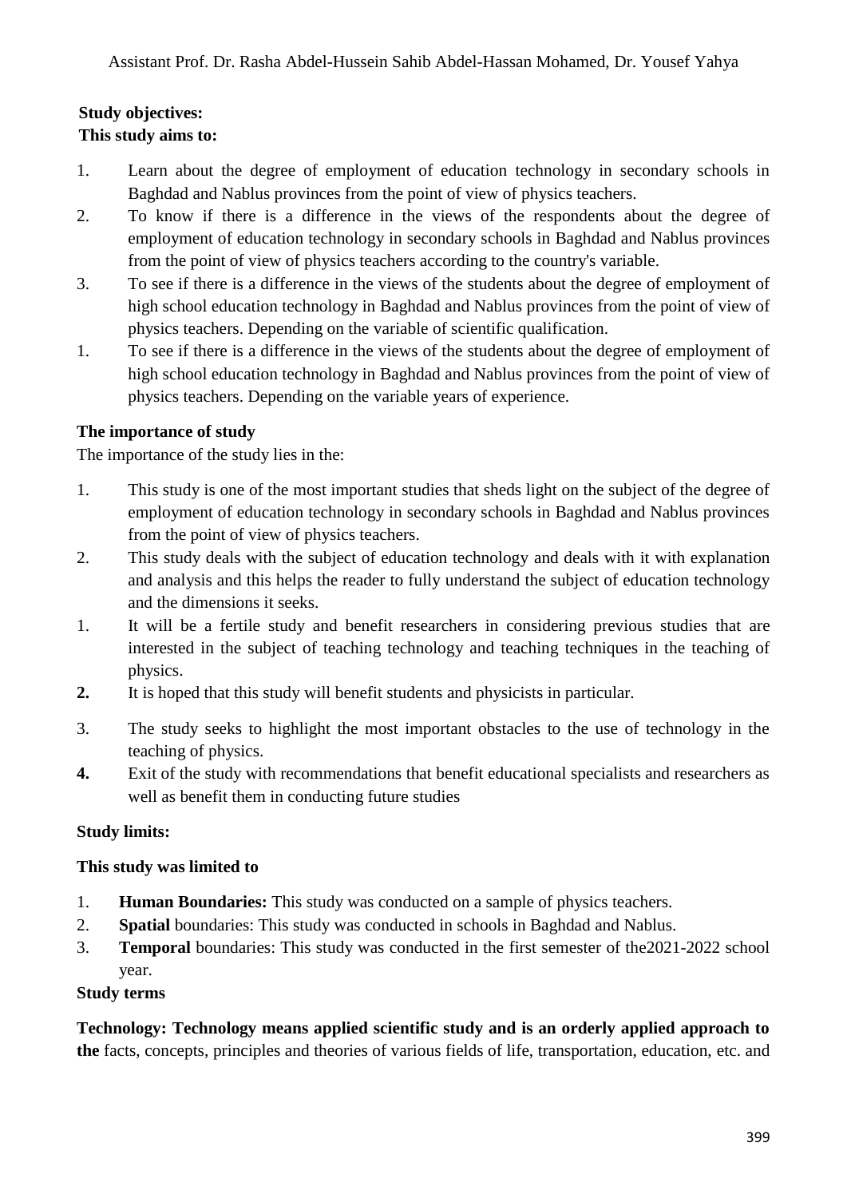**Study objectives:**

**This study aims to:**

1. Learn about the degree of employment of education technology in secondary schools in Baghdad and Nablus provinces from the point of view of physics teachers.
2. To know if there is a difference in the views of the respondents about the degree of employment of education technology in secondary schools in Baghdad and Nablus provinces from the point of view of physics teachers according to the country's variable.
3. To see if there is a difference in the views of the students about the degree of employment of high school education technology in Baghdad and Nablus provinces from the point of view of physics teachers. Depending on the variable of scientific qualification.
1. To see if there is a difference in the views of the students about the degree of employment of high school education technology in Baghdad and Nablus provinces from the point of view of physics teachers. Depending on the variable years of experience.

**The importance of study**

The importance of the study lies in the:

1. This study is one of the most important studies that sheds light on the subject of the degree of employment of education technology in secondary schools in Baghdad and Nablus provinces from the point of view of physics teachers.
2. This study deals with the subject of education technology and deals with it with explanation and analysis and this helps the reader to fully understand the subject of education technology and the dimensions it seeks.
1. It will be a fertile study and benefit researchers in considering previous studies that are interested in the subject of teaching technology and teaching techniques in the teaching of physics.
**2.** It is hoped that this study will benefit students and physicists in particular.
3. The study seeks to highlight the most important obstacles to the use of technology in the teaching of physics.
**4.** Exit of the study with recommendations that benefit educational specialists and researchers as well as benefit them in conducting future studies

**Study limits:**

**This study was limited to**

1. **Human Boundaries:** This study was conducted on a sample of physics teachers.
2. **Spatial** boundaries: This study was conducted in schools in Baghdad and Nablus.
3. **Temporal** boundaries: This study was conducted in the first semester of the2021-2022 school year.

**Study terms**

**Technology: Technology means applied scientific study and is an orderly applied approach to the** facts, concepts, principles and theories of various fields of life, transportation, education, etc. and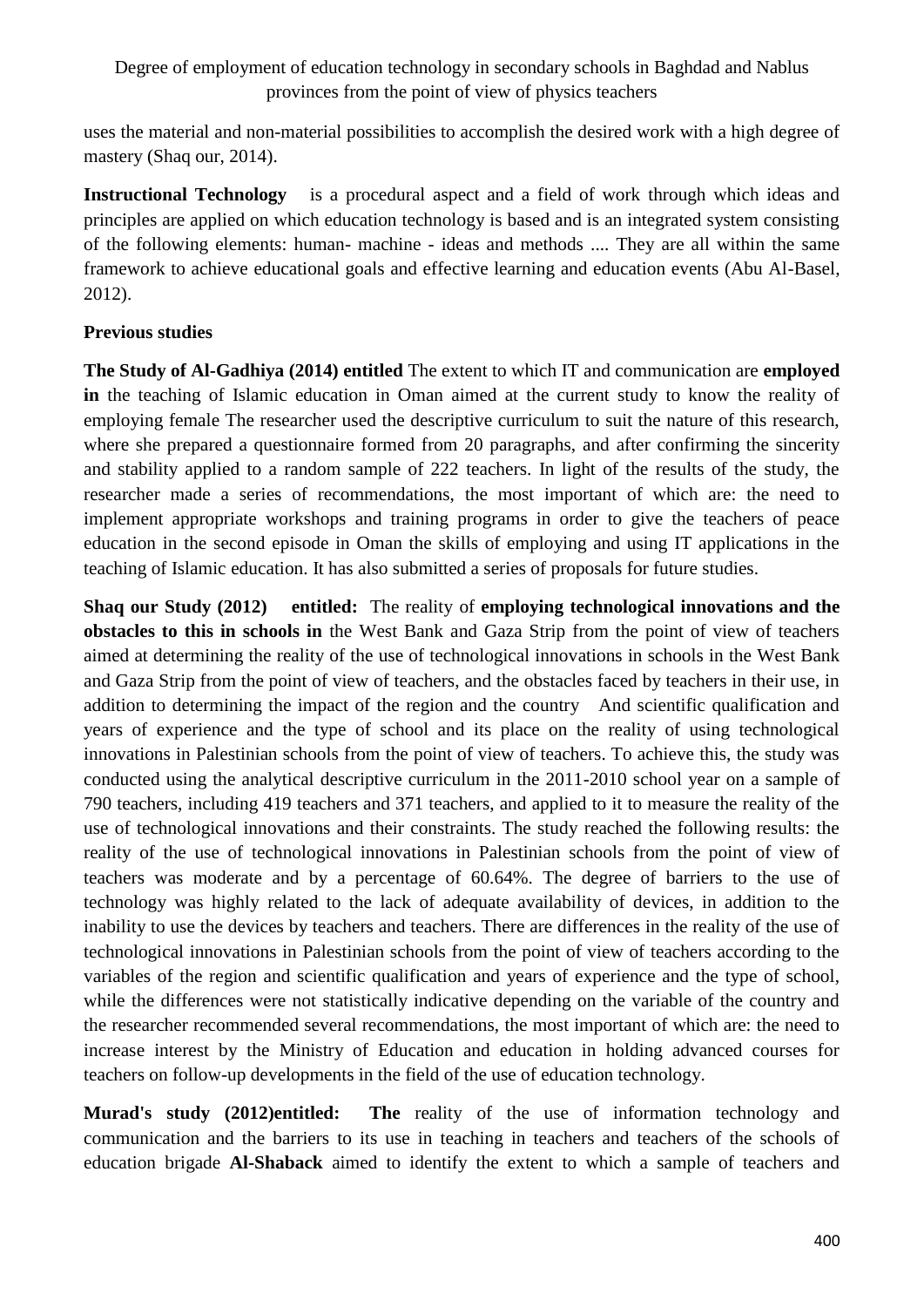uses the material and non-material possibilities to accomplish the desired work with a high degree of mastery (Shaq our, 2014).

**Instructional Technology** is a procedural aspect and a field of work through which ideas and principles are applied on which education technology is based and is an integrated system consisting of the following elements: human- machine - ideas and methods .... They are all within the same framework to achieve educational goals and effective learning and education events (Abu Al-Basel, 2012).

**Previous studies**

**The Study of Al-Gadhiya (2014) entitled** The extent to which IT and communication are **employed in** the teaching of Islamic education in Oman aimed at the current study to know the reality of employing female The researcher used the descriptive curriculum to suit the nature of this research, where she prepared a questionnaire formed from 20 paragraphs, and after confirming the sincerity and stability applied to a random sample of 222 teachers. In light of the results of the study, the researcher made a series of recommendations, the most important of which are: the need to implement appropriate workshops and training programs in order to give the teachers of peace education in the second episode in Oman the skills of employing and using IT applications in the teaching of Islamic education. It has also submitted a series of proposals for future studies.

**Shaq our Study (2012) entitled:** The reality of **employing technological innovations and the obstacles to this in schools in** the West Bank and Gaza Strip from the point of view of teachers aimed at determining the reality of the use of technological innovations in schools in the West Bank and Gaza Strip from the point of view of teachers, and the obstacles faced by teachers in their use, in addition to determining the impact of the region and the country And scientific qualification and years of experience and the type of school and its place on the reality of using technological innovations in Palestinian schools from the point of view of teachers. To achieve this, the study was conducted using the analytical descriptive curriculum in the 2011-2010 school year on a sample of 790 teachers, including 419 teachers and 371 teachers, and applied to it to measure the reality of the use of technological innovations and their constraints. The study reached the following results: the reality of the use of technological innovations in Palestinian schools from the point of view of teachers was moderate and by a percentage of 60.64%. The degree of barriers to the use of technology was highly related to the lack of adequate availability of devices, in addition to the inability to use the devices by teachers and teachers. There are differences in the reality of the use of technological innovations in Palestinian schools from the point of view of teachers according to the variables of the region and scientific qualification and years of experience and the type of school, while the differences were not statistically indicative depending on the variable of the country and the researcher recommended several recommendations, the most important of which are: the need to increase interest by the Ministry of Education and education in holding advanced courses for teachers on follow-up developments in the field of the use of education technology.

**Murad's study (2012)entitled: The** reality of the use of information technology and communication and the barriers to its use in teaching in teachers and teachers of the schools of education brigade **Al-Shaback** aimed to identify the extent to which a sample of teachers and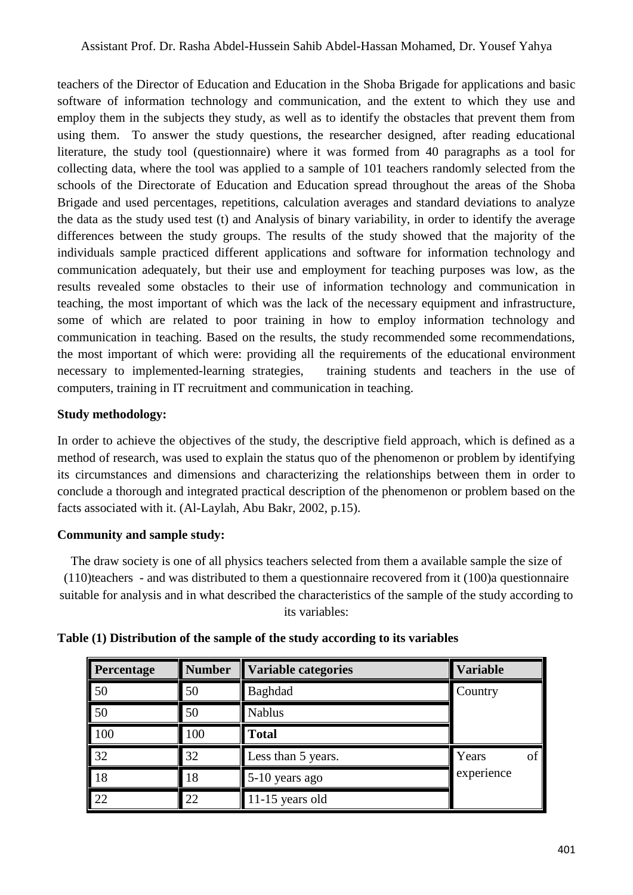teachers of the Director of Education and Education in the Shoba Brigade for applications and basic software of information technology and communication, and the extent to which they use and employ them in the subjects they study, as well as to identify the obstacles that prevent them from using them. To answer the study questions, the researcher designed, after reading educational literature, the study tool (questionnaire) where it was formed from 40 paragraphs as a tool for collecting data, where the tool was applied to a sample of 101 teachers randomly selected from the schools of the Directorate of Education and Education spread throughout the areas of the Shoba Brigade and used percentages, repetitions, calculation averages and standard deviations to analyze the data as the study used test (t) and Analysis of binary variability, in order to identify the average differences between the study groups. The results of the study showed that the majority of the individuals sample practiced different applications and software for information technology and communication adequately, but their use and employment for teaching purposes was low, as the results revealed some obstacles to their use of information technology and communication in teaching, the most important of which was the lack of the necessary equipment and infrastructure, some of which are related to poor training in how to employ information technology and communication in teaching. Based on the results, the study recommended some recommendations, the most important of which were: providing all the requirements of the educational environment necessary to implemented-learning strategies, training students and teachers in the use of computers, training in IT recruitment and communication in teaching.

**Study methodology:**

In order to achieve the objectives of the study, the descriptive field approach, which is defined as a method of research, was used to explain the status quo of the phenomenon or problem by identifying its circumstances and dimensions and characterizing the relationships between them in order to conclude a thorough and integrated practical description of the phenomenon or problem based on the facts associated with it. (Al-Laylah, Abu Bakr, 2002, p.15).

**Community and sample study:**

The draw society is one of all physics teachers selected from them a available sample the size of (110)teachers - and was distributed to them a questionnaire recovered from it (100)a questionnaire suitable for analysis and in what described the characteristics of the sample of the study according to its variables:

**Table (1) Distribution of the sample of the study according to its variables**

| Percentage | Number | Variable categories | Variable |
|---|---|---|---|
| 50 | 50 | Baghdad | Country |
| 50 | 50 | Nablus | |
| 100 | 100 | **Total** | |
| 32 | 32 | Less than 5 years. | Years of experience |
| 18 | 18 | 5-10 years ago | |
| 22 | 22 | 11-15 years old | |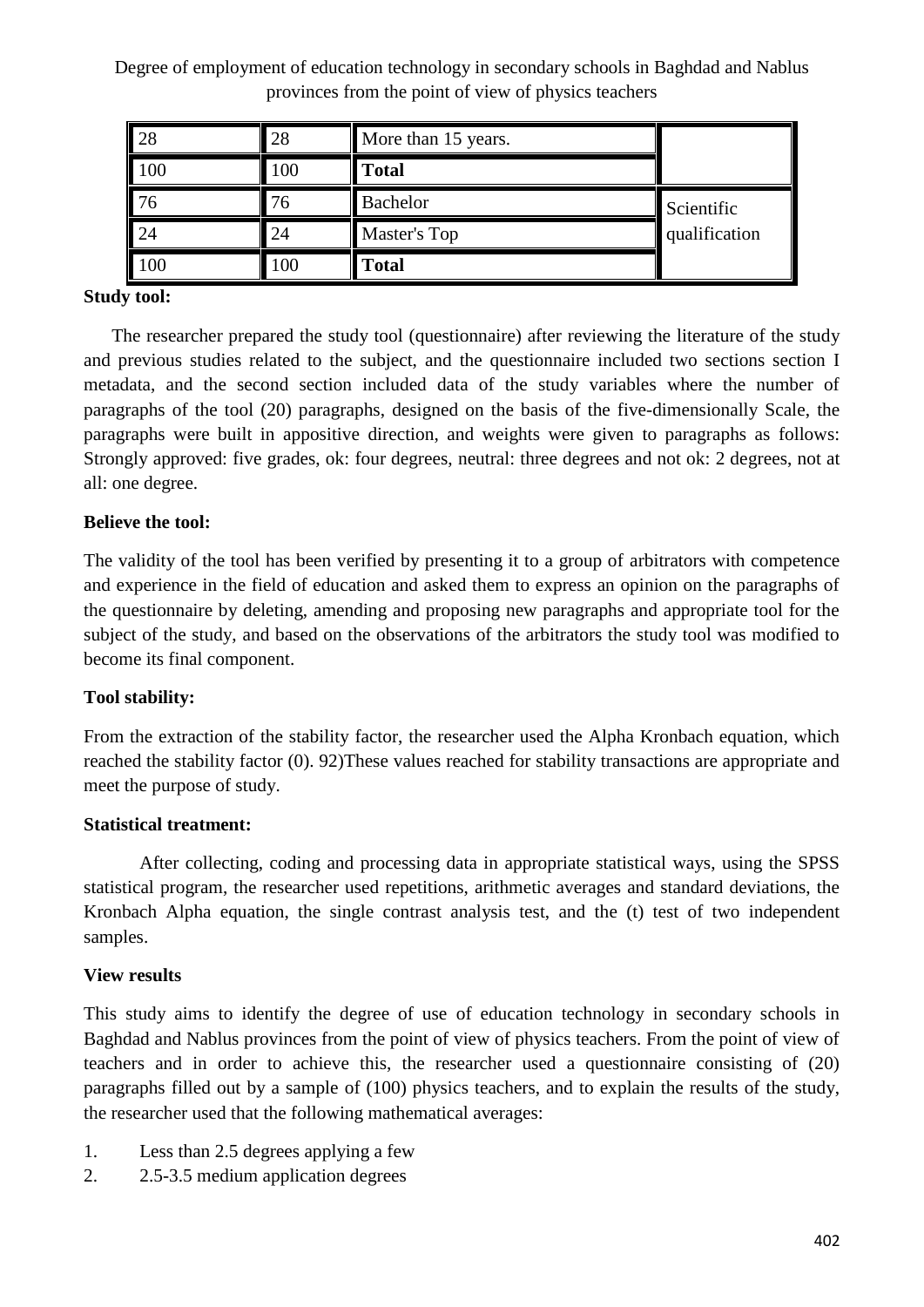| 28 | 28 | More than 15 years. | |
|---|---|---|---|
| 100 | 100 | **Total** | |
| 76 | 76 | Bachelor | Scientific qualification |
| 24 | 24 | Master's Top | |
| 100 | 100 | **Total** | |

**Study tool:**

The researcher prepared the study tool (questionnaire) after reviewing the literature of the study and previous studies related to the subject, and the questionnaire included two sections section I metadata, and the second section included data of the study variables where the number of paragraphs of the tool (20) paragraphs, designed on the basis of the five-dimensionally Scale, the paragraphs were built in appositive direction, and weights were given to paragraphs as follows: Strongly approved: five grades, ok: four degrees, neutral: three degrees and not ok: 2 degrees, not at all: one degree.

**Believe the tool:**

The validity of the tool has been verified by presenting it to a group of arbitrators with competence and experience in the field of education and asked them to express an opinion on the paragraphs of the questionnaire by deleting, amending and proposing new paragraphs and appropriate tool for the subject of the study, and based on the observations of the arbitrators the study tool was modified to become its final component.

**Tool stability:**

From the extraction of the stability factor, the researcher used the Alpha Kronbach equation, which reached the stability factor (0). 92)These values reached for stability transactions are appropriate and meet the purpose of study.

**Statistical treatment:**

After collecting, coding and processing data in appropriate statistical ways, using the SPSS statistical program, the researcher used repetitions, arithmetic averages and standard deviations, the Kronbach Alpha equation, the single contrast analysis test, and the (t) test of two independent samples.

**View results**

This study aims to identify the degree of use of education technology in secondary schools in Baghdad and Nablus provinces from the point of view of physics teachers. From the point of view of teachers and in order to achieve this, the researcher used a questionnaire consisting of (20) paragraphs filled out by a sample of (100) physics teachers, and to explain the results of the study, the researcher used that the following mathematical averages:

1. Less than 2.5 degrees applying a few
2. 2.5-3.5 medium application degrees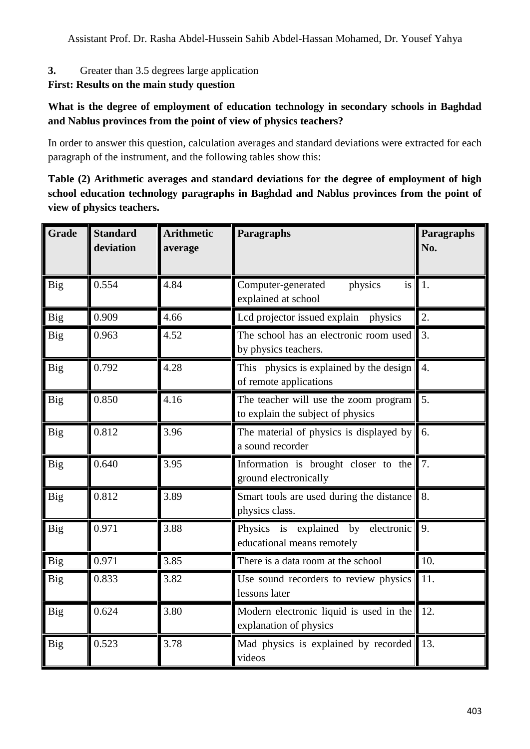3. Greater than 3.5 degrees large application

**First: Results on the main study question**

**What is the degree of employment of education technology in secondary schools in Baghdad and Nablus provinces from the point of view of physics teachers?**

In order to answer this question, calculation averages and standard deviations were extracted for each paragraph of the instrument, and the following tables show this:

**Table (2) Arithmetic averages and standard deviations for the degree of employment of high school education technology paragraphs in Baghdad and Nablus provinces from the point of view of physics teachers.**

| Grade | Standard deviation | Arithmetic average | Paragraphs | Paragraphs No. |
|---|---|---|---|---|
| Big | 0.554 | 4.84 | Computer-generated physics is explained at school | 1. |
| Big | 0.909 | 4.66 | Lcd projector issued explain physics | 2. |
| Big | 0.963 | 4.52 | The school has an electronic room used by physics teachers. | 3. |
| Big | 0.792 | 4.28 | This physics is explained by the design of remote applications | 4. |
| Big | 0.850 | 4.16 | The teacher will use the zoom program to explain the subject of physics | 5. |
| Big | 0.812 | 3.96 | The material of physics is displayed by a sound recorder | 6. |
| Big | 0.640 | 3.95 | Information is brought closer to the ground electronically | 7. |
| Big | 0.812 | 3.89 | Smart tools are used during the distance physics class. | 8. |
| Big | 0.971 | 3.88 | Physics is explained by electronic educational means remotely | 9. |
| Big | 0.971 | 3.85 | There is a data room at the school | 10. |
| Big | 0.833 | 3.82 | Use sound recorders to review physics lessons later | 11. |
| Big | 0.624 | 3.80 | Modern electronic liquid is used in the explanation of physics | 12. |
| Big | 0.523 | 3.78 | Mad physics is explained by recorded videos | 13. |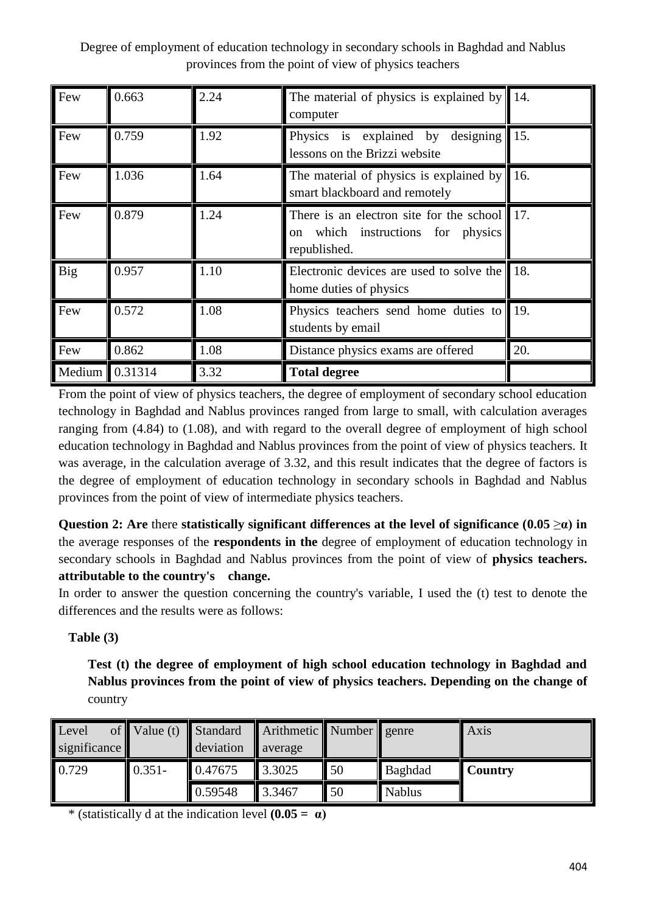| Few | 0.663 | 2.24 | The material of physics is explained by computer | 14. |
|---|---|---|---|---|
| Few | 0.759 | 1.92 | Physics is explained by designing lessons on the Brizzi website | 15. |
| Few | 1.036 | 1.64 | The material of physics is explained by smart blackboard and remotely | 16. |
| Few | 0.879 | 1.24 | There is an electron site for the school on which instructions for physics republished. | 17. |
| Big | 0.957 | 1.10 | Electronic devices are used to solve the home duties of physics | 18. |
| Few | 0.572 | 1.08 | Physics teachers send home duties to students by email | 19. |
| Few | 0.862 | 1.08 | Distance physics exams are offered | 20. |
| Medium | 0.31314 | 3.32 | **Total degree** | |

From the point of view of physics teachers, the degree of employment of secondary school education technology in Baghdad and Nablus provinces ranged from large to small, with calculation averages ranging from (4.84) to (1.08), and with regard to the overall degree of employment of high school education technology in Baghdad and Nablus provinces from the point of view of physics teachers. It was average, in the calculation average of 3.32, and this result indicates that the degree of factors is the degree of employment of education technology in secondary schools in Baghdad and Nablus provinces from the point of view of intermediate physics teachers.

**Question 2: Are** there **statistically significant differences at the level of significance (0.05 ≥α) in** the average responses of the **respondents in the** degree of employment of education technology in secondary schools in Baghdad and Nablus provinces from the point of view of **physics teachers. attributable to the country's change.**

In order to answer the question concerning the country's variable, I used the (t) test to denote the differences and the results were as follows:

**Table (3)**

**Test (t) the degree of employment of high school education technology in Baghdad and Nablus provinces from the point of view of physics teachers. Depending on the change of** country

| Level of significance | Value (t) | Standard deviation | Arithmetic average | Number | genre | Axis |
|---|---|---|---|---|---|---|
| 0.729 | 0.351- | 0.47675 | 3.3025 | 50 | Baghdad | **Country** |
| | | 0.59548 | 3.3467 | 50 | Nablus | |

* (statistically d at the indication level **(0.05 = α)**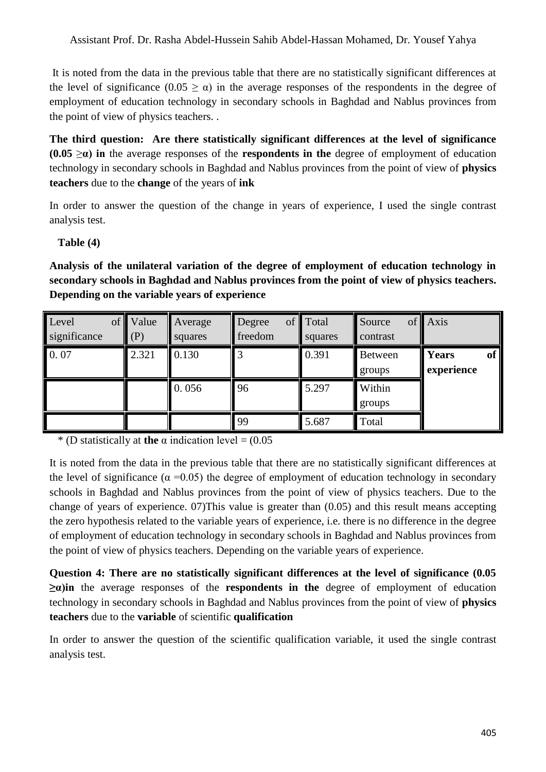It is noted from the data in the previous table that there are no statistically significant differences at the level of significance ($0.05 \geq \alpha$) in the average responses of the respondents in the degree of employment of education technology in secondary schools in Baghdad and Nablus provinces from the point of view of physics teachers. .

**The third question: Are there statistically significant differences at the level of significance ($0.05 \geq \alpha$) in** the average responses of the **respondents in the** degree of employment of education technology in secondary schools in Baghdad and Nablus provinces from the point of view of **physics teachers** due to the **change** of the years of **ink**

In order to answer the question of the change in years of experience, I used the single contrast analysis test.

**Table (4)**

**Analysis of the unilateral variation of the degree of employment of education technology in secondary schools in Baghdad and Nablus provinces from the point of view of physics teachers. Depending on the variable years of experience**

| Level of significance | Value (P) | Average squares | Degree of freedom | Total squares | Source of contrast | Axis |
|---|---|---|---|---|---|---|
| 0. 07 | 2.321 | 0.130 | 3 | 0.391 | Between groups | **Years of experience** |
| | | 0. 056 | 96 | 5.297 | Within groups | |
| | | | 99 | 5.687 | Total | |

\* (D statistically at **the** α indication level = (0.05

It is noted from the data in the previous table that there are no statistically significant differences at the level of significance ($\alpha = 0.05$) the degree of employment of education technology in secondary schools in Baghdad and Nablus provinces from the point of view of physics teachers. Due to the change of years of experience. 07)This value is greater than (0.05) and this result means accepting the zero hypothesis related to the variable years of experience, i.e. there is no difference in the degree of employment of education technology in secondary schools in Baghdad and Nablus provinces from the point of view of physics teachers. Depending on the variable years of experience.

**Question 4: There are no statistically significant differences at the level of significance ($0.05 \geq \alpha$)in** the average responses of the **respondents in the** degree of employment of education technology in secondary schools in Baghdad and Nablus provinces from the point of view of **physics teachers** due to the **variable** of scientific **qualification**

In order to answer the question of the scientific qualification variable, it used the single contrast analysis test.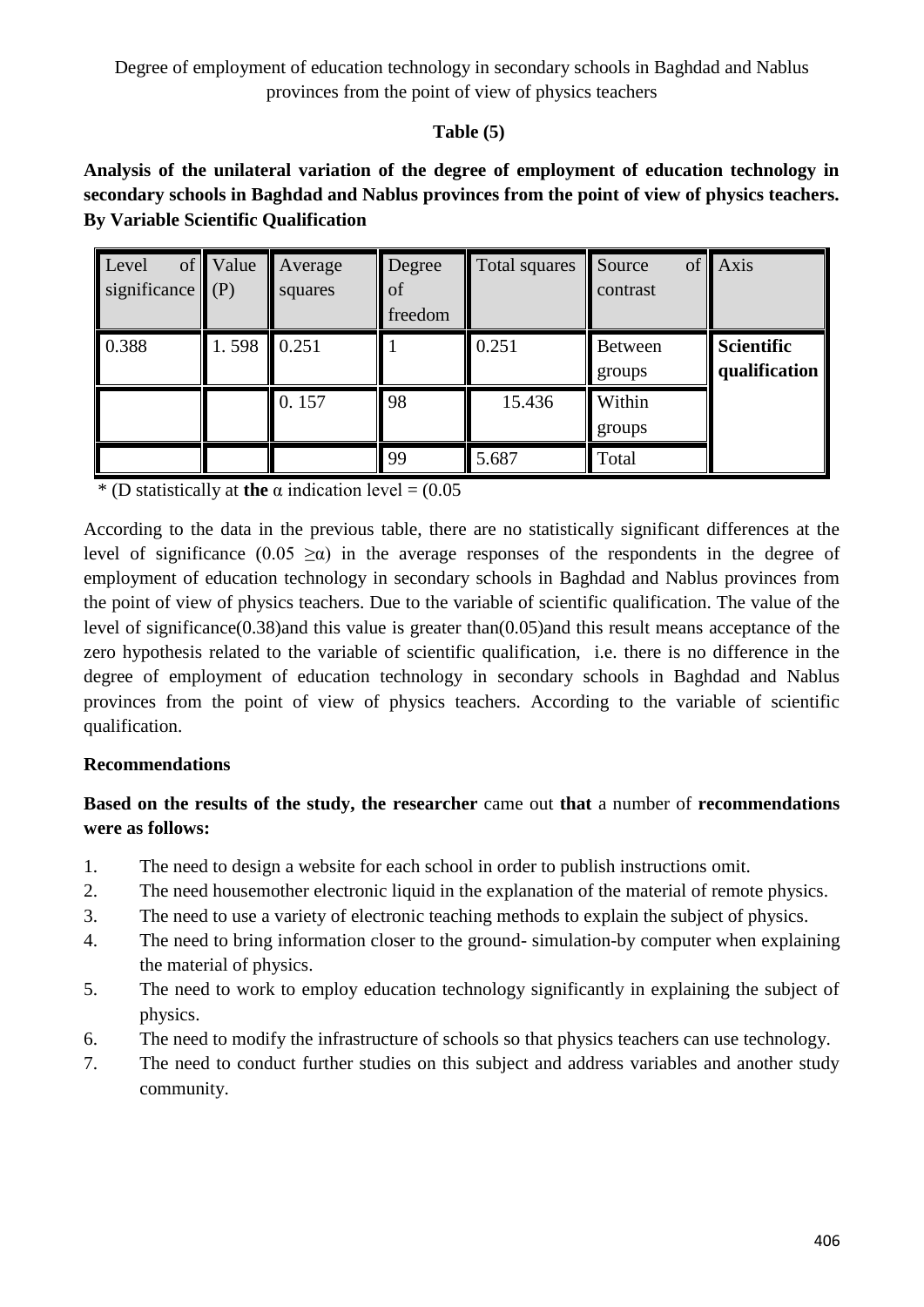Degree of employment of education technology in secondary schools in Baghdad and Nablus provinces from the point of view of physics teachers

**Table (5)**

**Analysis of the unilateral variation of the degree of employment of education technology in secondary schools in Baghdad and Nablus provinces from the point of view of physics teachers. By Variable Scientific Qualification**

| Level of significance | Value (P) | Average squares | Degree of freedom | Total squares | Source of contrast | Axis |
|---|---|---|---|---|---|---|
| 0.388 | 1. 598 | 0.251 | 1 | 0.251 | Between groups | **Scientific qualification** |
| | | 0. 157 | 98 | 15.436 | Within groups | |
| | | | 99 | 5.687 | Total | |

\* (D statistically at **the** α indication level = (0.05

According to the data in the previous table, there are no statistically significant differences at the level of significance (0.05 ≥α) in the average responses of the respondents in the degree of employment of education technology in secondary schools in Baghdad and Nablus provinces from the point of view of physics teachers. Due to the variable of scientific qualification. The value of the level of significance(0.38)and this value is greater than(0.05)and this result means acceptance of the zero hypothesis related to the variable of scientific qualification, i.e. there is no difference in the degree of employment of education technology in secondary schools in Baghdad and Nablus provinces from the point of view of physics teachers. According to the variable of scientific qualification.

**Recommendations**

**Based on the results of the study, the researcher** came out **that** a number of **recommendations were as follows:**

1. The need to design a website for each school in order to publish instructions omit.
2. The need housemother electronic liquid in the explanation of the material of remote physics.
3. The need to use a variety of electronic teaching methods to explain the subject of physics.
4. The need to bring information closer to the ground- simulation-by computer when explaining the material of physics.
5. The need to work to employ education technology significantly in explaining the subject of physics.
6. The need to modify the infrastructure of schools so that physics teachers can use technology.
7. The need to conduct further studies on this subject and address variables and another study community.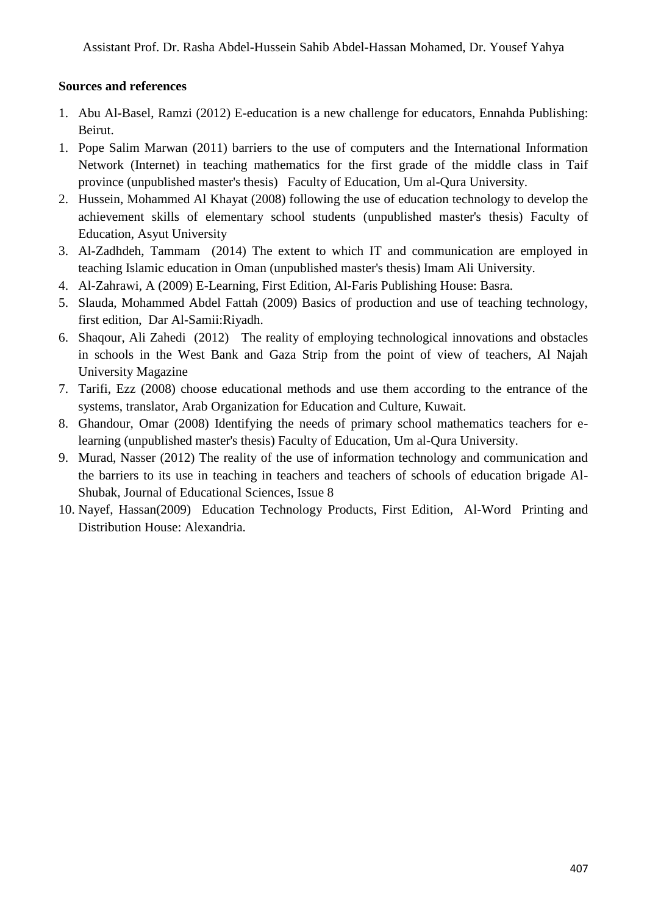**Sources and references**

1. Abu Al-Basel, Ramzi (2012) E-education is a new challenge for educators, Ennahda Publishing: Beirut.
1. Pope Salim Marwan (2011) barriers to the use of computers and the International Information Network (Internet) in teaching mathematics for the first grade of the middle class in Taif province (unpublished master's thesis) Faculty of Education, Um al-Qura University.
2. Hussein, Mohammed Al Khayat (2008) following the use of education technology to develop the achievement skills of elementary school students (unpublished master's thesis) Faculty of Education, Asyut University
3. Al-Zadhdeh, Tammam (2014) The extent to which IT and communication are employed in teaching Islamic education in Oman (unpublished master's thesis) Imam Ali University.
4. Al-Zahrawi, A (2009) E-Learning, First Edition, Al-Faris Publishing House: Basra.
5. Slauda, Mohammed Abdel Fattah (2009) Basics of production and use of teaching technology, first edition, Dar Al-Samii:Riyadh.
6. Shaqour, Ali Zahedi (2012) The reality of employing technological innovations and obstacles in schools in the West Bank and Gaza Strip from the point of view of teachers, Al Najah University Magazine
7. Tarifi, Ezz (2008) choose educational methods and use them according to the entrance of the systems, translator, Arab Organization for Education and Culture, Kuwait.
8. Ghandour, Omar (2008) Identifying the needs of primary school mathematics teachers for e-learning (unpublished master's thesis) Faculty of Education, Um al-Qura University.
9. Murad, Nasser (2012) The reality of the use of information technology and communication and the barriers to its use in teaching in teachers and teachers of schools of education brigade Al-Shubak, Journal of Educational Sciences, Issue 8
10. Nayef, Hassan(2009) Education Technology Products, First Edition, Al-Word Printing and Distribution House: Alexandria.